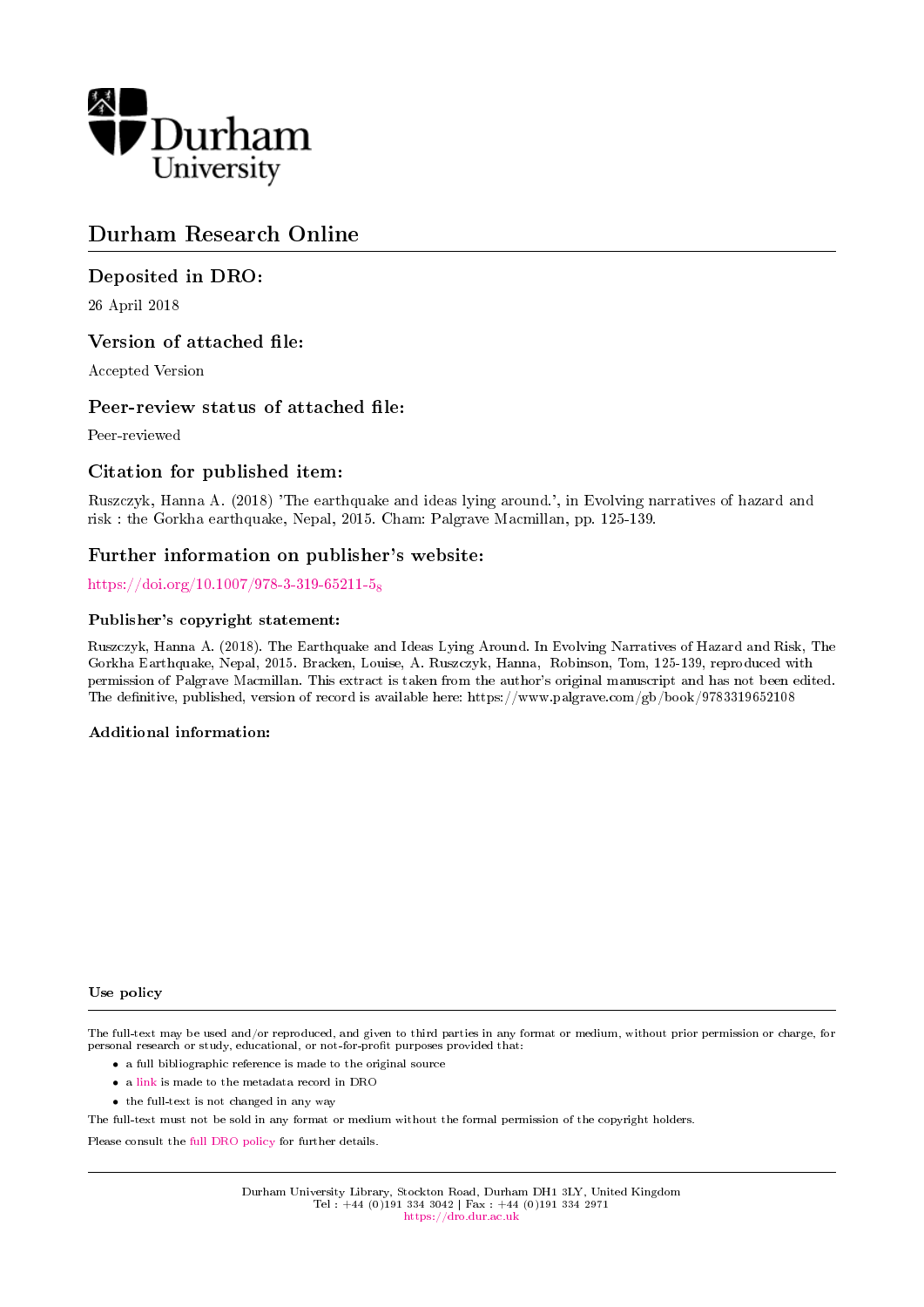Durham University

# Durham Research Online

## Deposited in DRO:

26 April 2018

## Version of attached file:

Accepted Version

## Peer-review status of attached file:

Peer-reviewed

## Citation for published item:

Ruszczyk, Hanna A. (2018) 'The earthquake and ideas lying around.', in Evolving narratives of hazard and risk : the Gorkha earthquake, Nepal, 2015. Cham: Palgrave Macmillan, pp. 125-139.

## Further information on publisher's website:

https://doi.org/10.1007/978-3-319-65211-5_8

### Publisher's copyright statement:

Ruszczyk, Hanna A. (2018). The Earthquake and Ideas Lying Around. In Evolving Narratives of Hazard and Risk, The Gorkha Earthquake, Nepal, 2015. Bracken, Louise, A. Ruszczyk, Hanna, Robinson, Tom, 125-139, reproduced with permission of Palgrave Macmillan. This extract is taken from the author's original manuscript and has not been edited. The definitive, published, version of record is available here: https://www.palgrave.com/gb/book/9783319652108

### Additional information:

#### Use policy

The full-text may be used and/or reproduced, and given to third parties in any format or medium, without prior permission or charge, for personal research or study, educational, or not-for-profit purposes provided that:

- a full bibliographic reference is made to the original source
- a link is made to the metadata record in DRO
- the full-text is not changed in any way

The full-text must not be sold in any format or medium without the formal permission of the copyright holders.

Please consult the full DRO policy for further details.

Durham University Library, Stockton Road, Durham DH1 3LY, United Kingdom
Tel : +44 (0)191 334 3042 | Fax : +44 (0)191 334 2971
https://dro.dur.ac.uk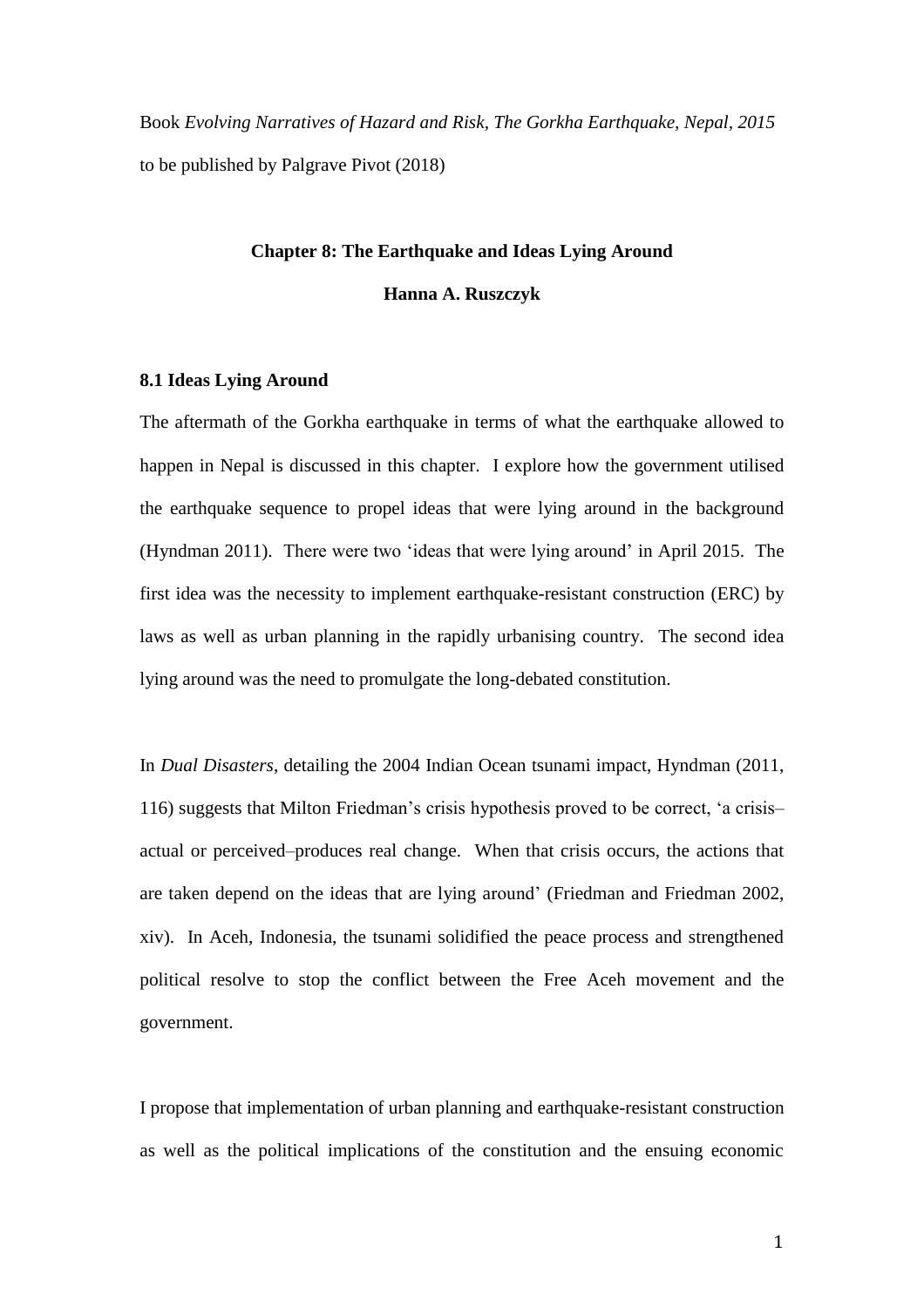Book *Evolving Narratives of Hazard and Risk, The Gorkha Earthquake, Nepal, 2015* to be published by Palgrave Pivot (2018)

**Chapter 8: The Earthquake and Ideas Lying Around**

**Hanna A. Ruszczyk**

### 8.1 Ideas Lying Around

The aftermath of the Gorkha earthquake in terms of what the earthquake allowed to happen in Nepal is discussed in this chapter. I explore how the government utilised the earthquake sequence to propel ideas that were lying around in the background (Hyndman 2011). There were two 'ideas that were lying around' in April 2015. The first idea was the necessity to implement earthquake-resistant construction (ERC) by laws as well as urban planning in the rapidly urbanising country. The second idea lying around was the need to promulgate the long-debated constitution.

In *Dual Disasters*, detailing the 2004 Indian Ocean tsunami impact, Hyndman (2011, 116) suggests that Milton Friedman's crisis hypothesis proved to be correct, 'a crisis–actual or perceived–produces real change. When that crisis occurs, the actions that are taken depend on the ideas that are lying around' (Friedman and Friedman 2002, xiv). In Aceh, Indonesia, the tsunami solidified the peace process and strengthened political resolve to stop the conflict between the Free Aceh movement and the government.

I propose that implementation of urban planning and earthquake-resistant construction as well as the political implications of the constitution and the ensuing economic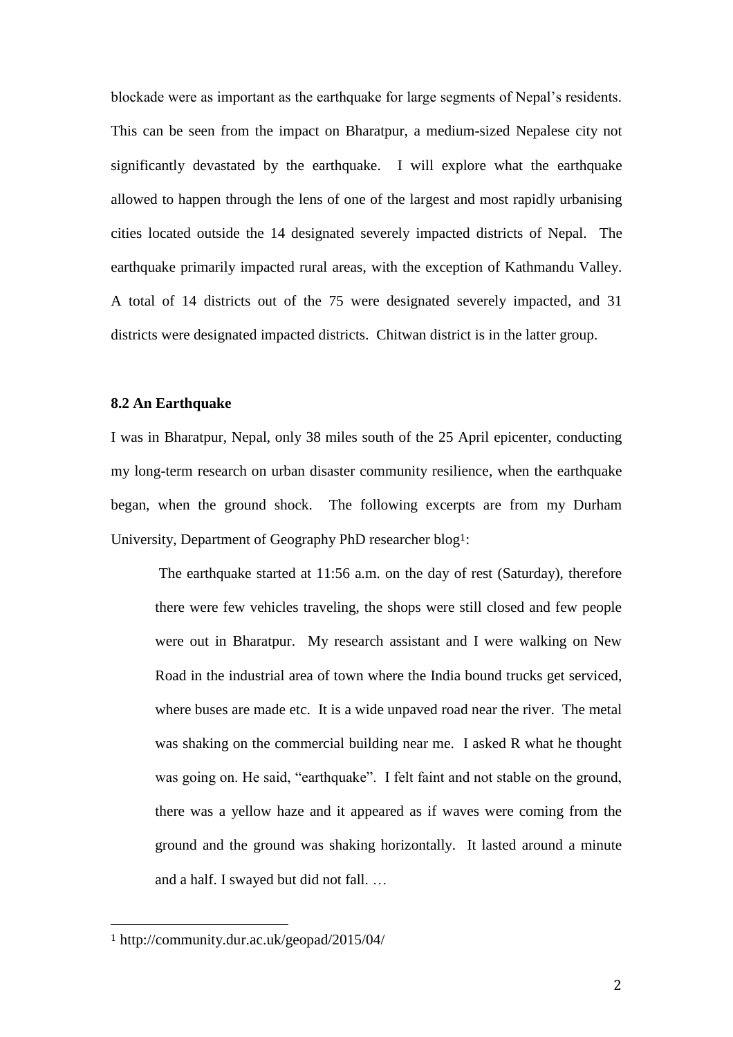blockade were as important as the earthquake for large segments of Nepal's residents. This can be seen from the impact on Bharatpur, a medium-sized Nepalese city not significantly devastated by the earthquake. I will explore what the earthquake allowed to happen through the lens of one of the largest and most rapidly urbanising cities located outside the 14 designated severely impacted districts of Nepal. The earthquake primarily impacted rural areas, with the exception of Kathmandu Valley. A total of 14 districts out of the 75 were designated severely impacted, and 31 districts were designated impacted districts. Chitwan district is in the latter group.

### 8.2 An Earthquake

I was in Bharatpur, Nepal, only 38 miles south of the 25 April epicenter, conducting my long-term research on urban disaster community resilience, when the earthquake began, when the ground shock. The following excerpts are from my Durham University, Department of Geography PhD researcher blog[1]:

> The earthquake started at 11:56 a.m. on the day of rest (Saturday), therefore there were few vehicles traveling, the shops were still closed and few people were out in Bharatpur. My research assistant and I were walking on New Road in the industrial area of town where the India bound trucks get serviced, where buses are made etc. It is a wide unpaved road near the river. The metal was shaking on the commercial building near me. I asked R what he thought was going on. He said, "earthquake". I felt faint and not stable on the ground, there was a yellow haze and it appeared as if waves were coming from the ground and the ground was shaking horizontally. It lasted around a minute and a half. I swayed but did not fall. …

[1] http://community.dur.ac.uk/geopad/2015/04/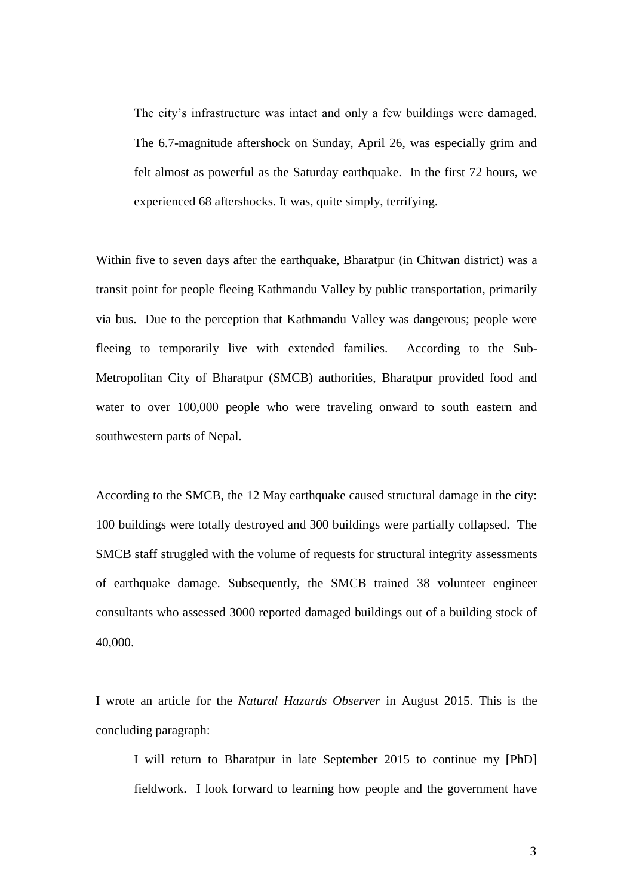> The city's infrastructure was intact and only a few buildings were damaged. The 6.7-magnitude aftershock on Sunday, April 26, was especially grim and felt almost as powerful as the Saturday earthquake. In the first 72 hours, we experienced 68 aftershocks. It was, quite simply, terrifying.

Within five to seven days after the earthquake, Bharatpur (in Chitwan district) was a transit point for people fleeing Kathmandu Valley by public transportation, primarily via bus. Due to the perception that Kathmandu Valley was dangerous; people were fleeing to temporarily live with extended families. According to the Sub-Metropolitan City of Bharatpur (SMCB) authorities, Bharatpur provided food and water to over 100,000 people who were traveling onward to south eastern and southwestern parts of Nepal.

According to the SMCB, the 12 May earthquake caused structural damage in the city: 100 buildings were totally destroyed and 300 buildings were partially collapsed. The SMCB staff struggled with the volume of requests for structural integrity assessments of earthquake damage. Subsequently, the SMCB trained 38 volunteer engineer consultants who assessed 3000 reported damaged buildings out of a building stock of 40,000.

I wrote an article for the *Natural Hazards Observer* in August 2015. This is the concluding paragraph:

> I will return to Bharatpur in late September 2015 to continue my [PhD] fieldwork. I look forward to learning how people and the government have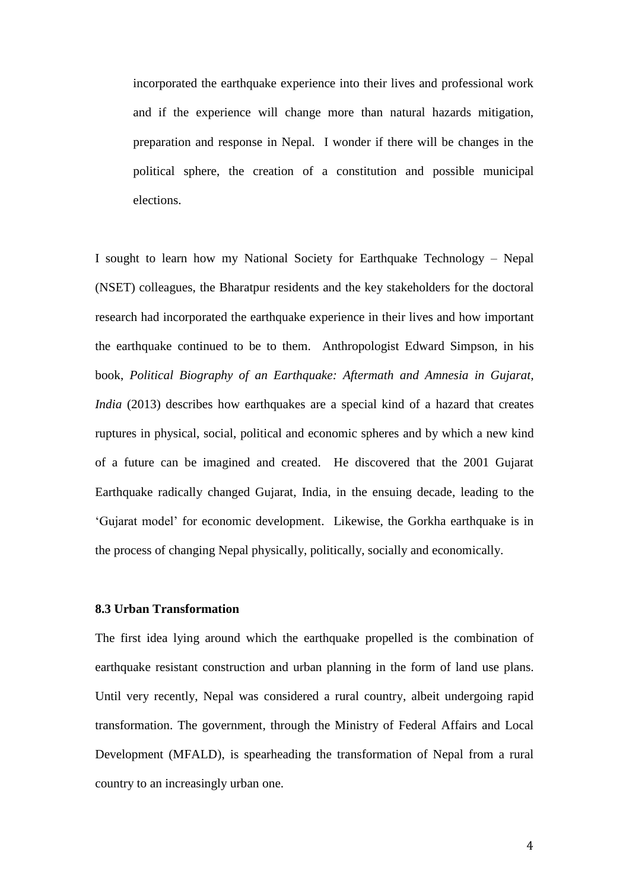> incorporated the earthquake experience into their lives and professional work and if the experience will change more than natural hazards mitigation, preparation and response in Nepal. I wonder if there will be changes in the political sphere, the creation of a constitution and possible municipal elections.

I sought to learn how my National Society for Earthquake Technology – Nepal (NSET) colleagues, the Bharatpur residents and the key stakeholders for the doctoral research had incorporated the earthquake experience in their lives and how important the earthquake continued to be to them. Anthropologist Edward Simpson, in his book, *Political Biography of an Earthquake: Aftermath and Amnesia in Gujarat, India* (2013) describes how earthquakes are a special kind of a hazard that creates ruptures in physical, social, political and economic spheres and by which a new kind of a future can be imagined and created. He discovered that the 2001 Gujarat Earthquake radically changed Gujarat, India, in the ensuing decade, leading to the 'Gujarat model' for economic development. Likewise, the Gorkha earthquake is in the process of changing Nepal physically, politically, socially and economically.

### 8.3 Urban Transformation

The first idea lying around which the earthquake propelled is the combination of earthquake resistant construction and urban planning in the form of land use plans. Until very recently, Nepal was considered a rural country, albeit undergoing rapid transformation. The government, through the Ministry of Federal Affairs and Local Development (MFALD), is spearheading the transformation of Nepal from a rural country to an increasingly urban one.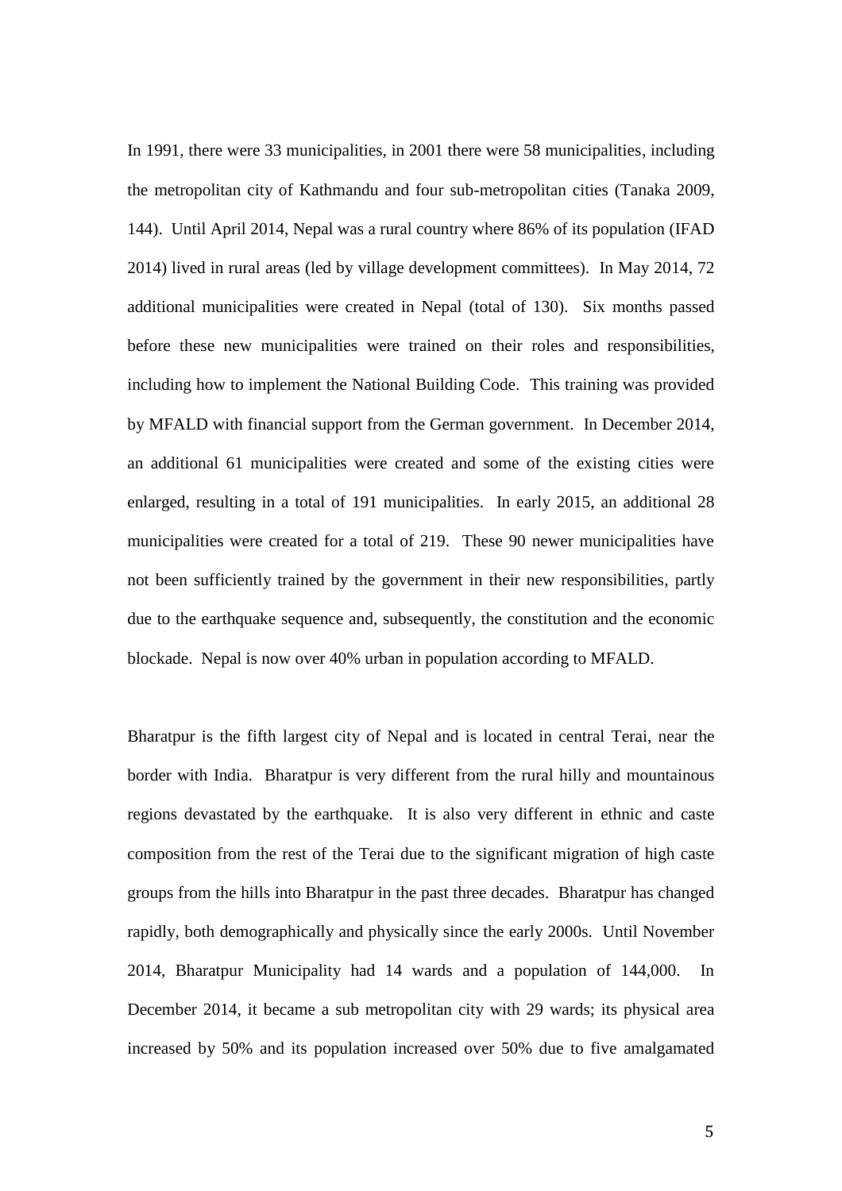In 1991, there were 33 municipalities, in 2001 there were 58 municipalities, including the metropolitan city of Kathmandu and four sub-metropolitan cities (Tanaka 2009, 144). Until April 2014, Nepal was a rural country where 86% of its population (IFAD 2014) lived in rural areas (led by village development committees). In May 2014, 72 additional municipalities were created in Nepal (total of 130). Six months passed before these new municipalities were trained on their roles and responsibilities, including how to implement the National Building Code. This training was provided by MFALD with financial support from the German government. In December 2014, an additional 61 municipalities were created and some of the existing cities were enlarged, resulting in a total of 191 municipalities. In early 2015, an additional 28 municipalities were created for a total of 219. These 90 newer municipalities have not been sufficiently trained by the government in their new responsibilities, partly due to the earthquake sequence and, subsequently, the constitution and the economic blockade. Nepal is now over 40% urban in population according to MFALD.

Bharatpur is the fifth largest city of Nepal and is located in central Terai, near the border with India. Bharatpur is very different from the rural hilly and mountainous regions devastated by the earthquake. It is also very different in ethnic and caste composition from the rest of the Terai due to the significant migration of high caste groups from the hills into Bharatpur in the past three decades. Bharatpur has changed rapidly, both demographically and physically since the early 2000s. Until November 2014, Bharatpur Municipality had 14 wards and a population of 144,000. In December 2014, it became a sub metropolitan city with 29 wards; its physical area increased by 50% and its population increased over 50% due to five amalgamated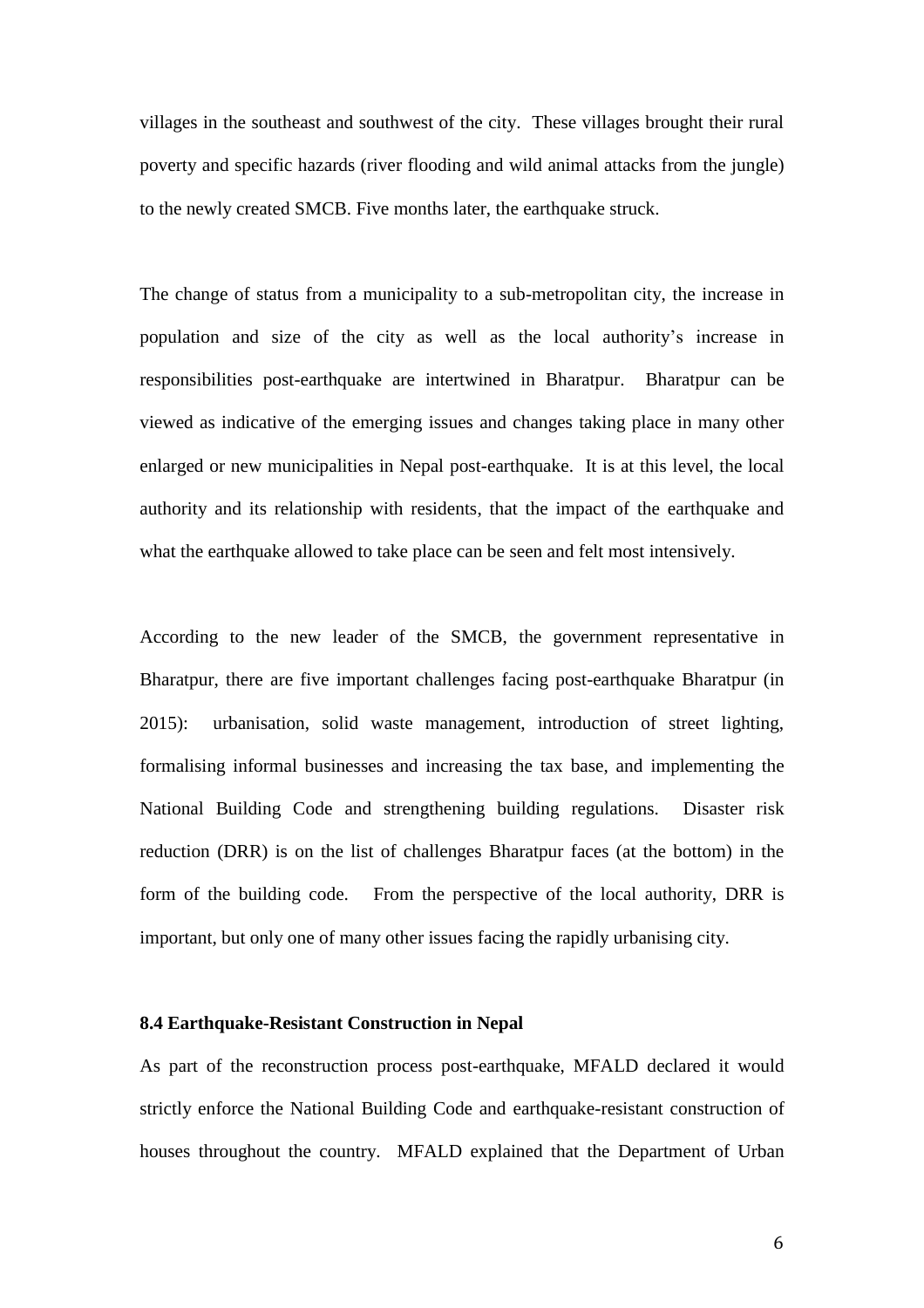villages in the southeast and southwest of the city. These villages brought their rural poverty and specific hazards (river flooding and wild animal attacks from the jungle) to the newly created SMCB. Five months later, the earthquake struck.

The change of status from a municipality to a sub-metropolitan city, the increase in population and size of the city as well as the local authority's increase in responsibilities post-earthquake are intertwined in Bharatpur. Bharatpur can be viewed as indicative of the emerging issues and changes taking place in many other enlarged or new municipalities in Nepal post-earthquake. It is at this level, the local authority and its relationship with residents, that the impact of the earthquake and what the earthquake allowed to take place can be seen and felt most intensively.

According to the new leader of the SMCB, the government representative in Bharatpur, there are five important challenges facing post-earthquake Bharatpur (in 2015): urbanisation, solid waste management, introduction of street lighting, formalising informal businesses and increasing the tax base, and implementing the National Building Code and strengthening building regulations. Disaster risk reduction (DRR) is on the list of challenges Bharatpur faces (at the bottom) in the form of the building code. From the perspective of the local authority, DRR is important, but only one of many other issues facing the rapidly urbanising city.

**8.4 Earthquake-Resistant Construction in Nepal**

As part of the reconstruction process post-earthquake, MFALD declared it would strictly enforce the National Building Code and earthquake-resistant construction of houses throughout the country. MFALD explained that the Department of Urban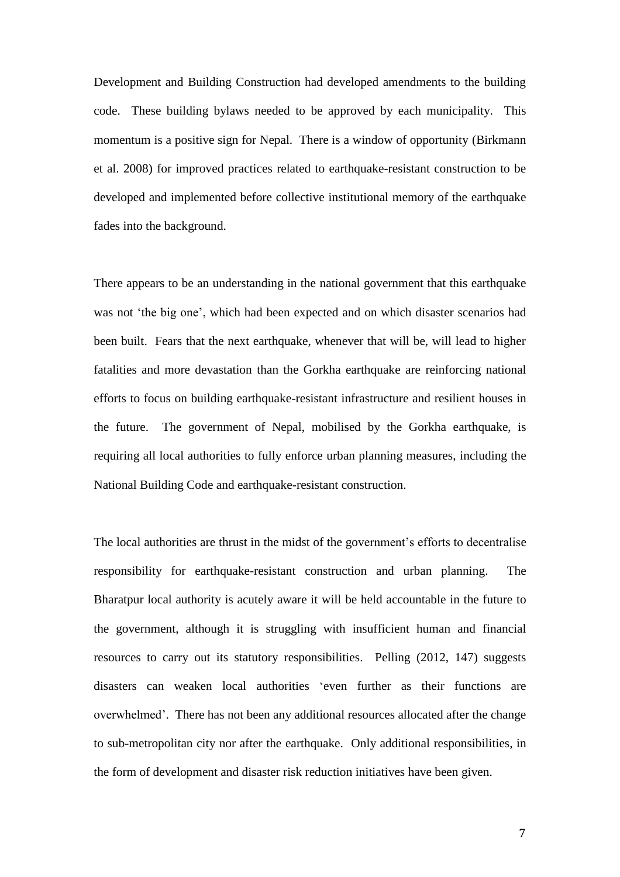Development and Building Construction had developed amendments to the building code. These building bylaws needed to be approved by each municipality. This momentum is a positive sign for Nepal. There is a window of opportunity (Birkmann et al. 2008) for improved practices related to earthquake-resistant construction to be developed and implemented before collective institutional memory of the earthquake fades into the background.

There appears to be an understanding in the national government that this earthquake was not 'the big one', which had been expected and on which disaster scenarios had been built. Fears that the next earthquake, whenever that will be, will lead to higher fatalities and more devastation than the Gorkha earthquake are reinforcing national efforts to focus on building earthquake-resistant infrastructure and resilient houses in the future. The government of Nepal, mobilised by the Gorkha earthquake, is requiring all local authorities to fully enforce urban planning measures, including the National Building Code and earthquake-resistant construction.

The local authorities are thrust in the midst of the government's efforts to decentralise responsibility for earthquake-resistant construction and urban planning. The Bharatpur local authority is acutely aware it will be held accountable in the future to the government, although it is struggling with insufficient human and financial resources to carry out its statutory responsibilities. Pelling (2012, 147) suggests disasters can weaken local authorities 'even further as their functions are overwhelmed'. There has not been any additional resources allocated after the change to sub-metropolitan city nor after the earthquake. Only additional responsibilities, in the form of development and disaster risk reduction initiatives have been given.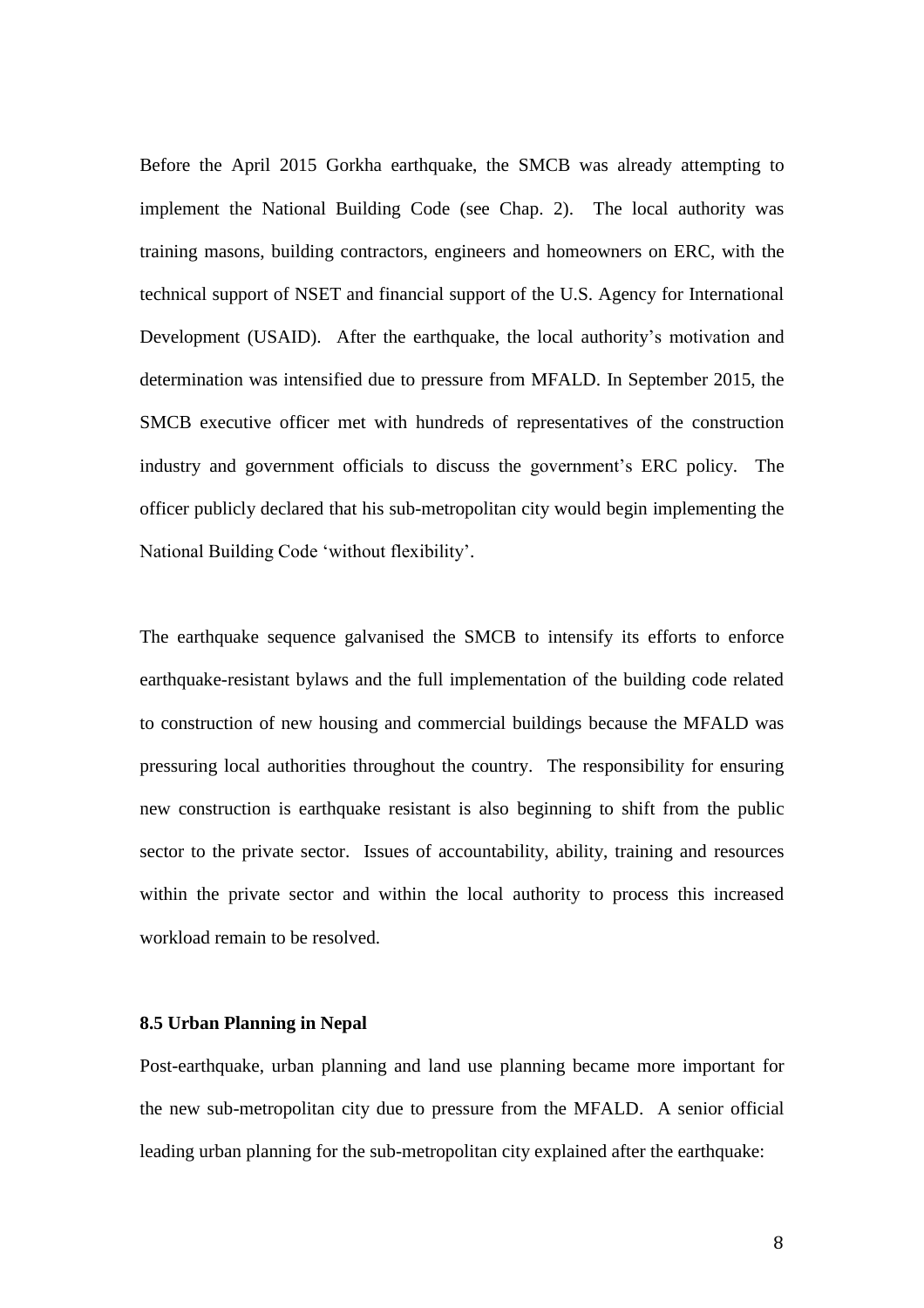Before the April 2015 Gorkha earthquake, the SMCB was already attempting to implement the National Building Code (see Chap. 2). The local authority was training masons, building contractors, engineers and homeowners on ERC, with the technical support of NSET and financial support of the U.S. Agency for International Development (USAID). After the earthquake, the local authority's motivation and determination was intensified due to pressure from MFALD. In September 2015, the SMCB executive officer met with hundreds of representatives of the construction industry and government officials to discuss the government's ERC policy. The officer publicly declared that his sub-metropolitan city would begin implementing the National Building Code 'without flexibility'.

The earthquake sequence galvanised the SMCB to intensify its efforts to enforce earthquake-resistant bylaws and the full implementation of the building code related to construction of new housing and commercial buildings because the MFALD was pressuring local authorities throughout the country. The responsibility for ensuring new construction is earthquake resistant is also beginning to shift from the public sector to the private sector. Issues of accountability, ability, training and resources within the private sector and within the local authority to process this increased workload remain to be resolved.

### 8.5 Urban Planning in Nepal

Post-earthquake, urban planning and land use planning became more important for the new sub-metropolitan city due to pressure from the MFALD. A senior official leading urban planning for the sub-metropolitan city explained after the earthquake: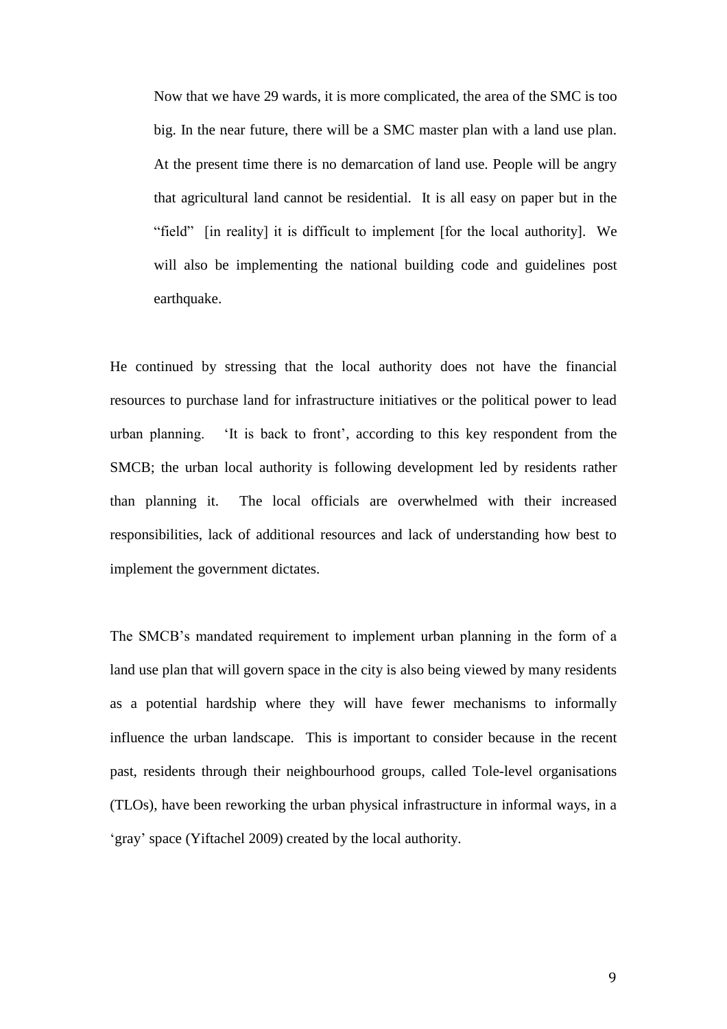> Now that we have 29 wards, it is more complicated, the area of the SMC is too big. In the near future, there will be a SMC master plan with a land use plan. At the present time there is no demarcation of land use. People will be angry that agricultural land cannot be residential. It is all easy on paper but in the "field" [in reality] it is difficult to implement [for the local authority]. We will also be implementing the national building code and guidelines post earthquake.

He continued by stressing that the local authority does not have the financial resources to purchase land for infrastructure initiatives or the political power to lead urban planning. 'It is back to front', according to this key respondent from the SMCB; the urban local authority is following development led by residents rather than planning it. The local officials are overwhelmed with their increased responsibilities, lack of additional resources and lack of understanding how best to implement the government dictates.

The SMCB's mandated requirement to implement urban planning in the form of a land use plan that will govern space in the city is also being viewed by many residents as a potential hardship where they will have fewer mechanisms to informally influence the urban landscape. This is important to consider because in the recent past, residents through their neighbourhood groups, called Tole-level organisations (TLOs), have been reworking the urban physical infrastructure in informal ways, in a 'gray' space (Yiftachel 2009) created by the local authority.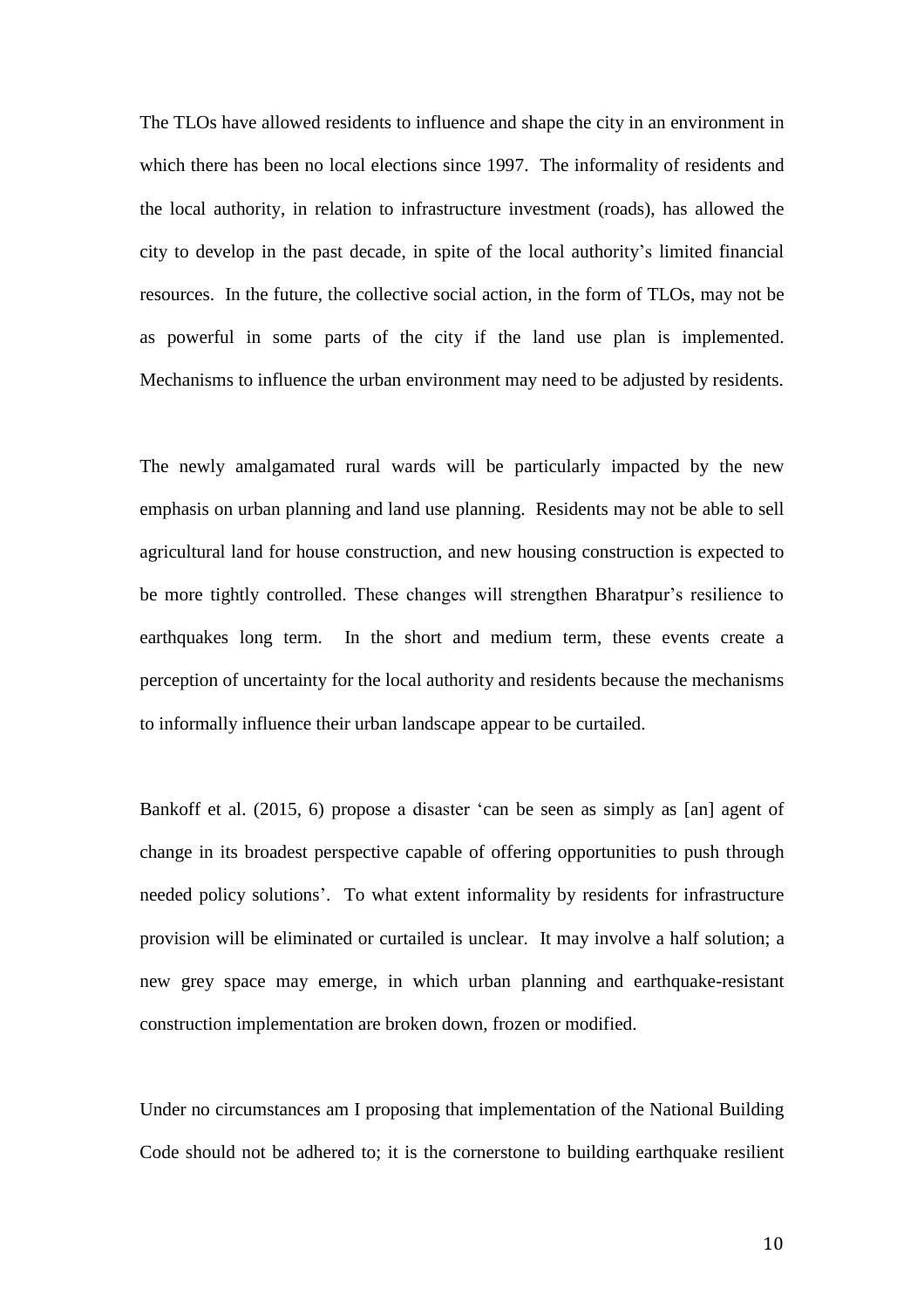The TLOs have allowed residents to influence and shape the city in an environment in which there has been no local elections since 1997. The informality of residents and the local authority, in relation to infrastructure investment (roads), has allowed the city to develop in the past decade, in spite of the local authority's limited financial resources. In the future, the collective social action, in the form of TLOs, may not be as powerful in some parts of the city if the land use plan is implemented. Mechanisms to influence the urban environment may need to be adjusted by residents.

The newly amalgamated rural wards will be particularly impacted by the new emphasis on urban planning and land use planning. Residents may not be able to sell agricultural land for house construction, and new housing construction is expected to be more tightly controlled. These changes will strengthen Bharatpur's resilience to earthquakes long term. In the short and medium term, these events create a perception of uncertainty for the local authority and residents because the mechanisms to informally influence their urban landscape appear to be curtailed.

Bankoff et al. (2015, 6) propose a disaster 'can be seen as simply as [an] agent of change in its broadest perspective capable of offering opportunities to push through needed policy solutions'. To what extent informality by residents for infrastructure provision will be eliminated or curtailed is unclear. It may involve a half solution; a new grey space may emerge, in which urban planning and earthquake-resistant construction implementation are broken down, frozen or modified.

Under no circumstances am I proposing that implementation of the National Building Code should not be adhered to; it is the cornerstone to building earthquake resilient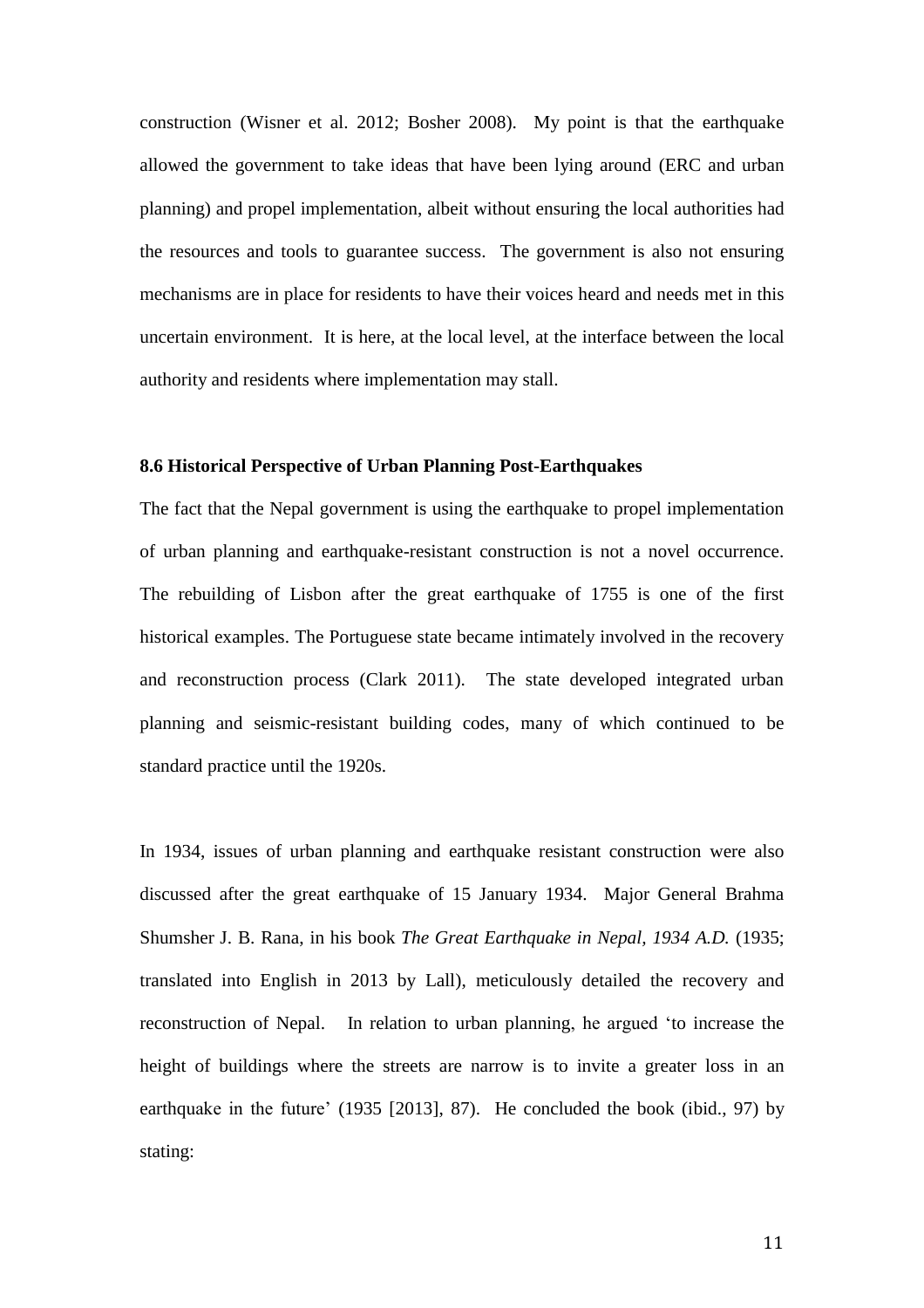construction (Wisner et al. 2012; Bosher 2008). My point is that the earthquake allowed the government to take ideas that have been lying around (ERC and urban planning) and propel implementation, albeit without ensuring the local authorities had the resources and tools to guarantee success. The government is also not ensuring mechanisms are in place for residents to have their voices heard and needs met in this uncertain environment. It is here, at the local level, at the interface between the local authority and residents where implementation may stall.

### 8.6 Historical Perspective of Urban Planning Post-Earthquakes

The fact that the Nepal government is using the earthquake to propel implementation of urban planning and earthquake-resistant construction is not a novel occurrence. The rebuilding of Lisbon after the great earthquake of 1755 is one of the first historical examples. The Portuguese state became intimately involved in the recovery and reconstruction process (Clark 2011). The state developed integrated urban planning and seismic-resistant building codes, many of which continued to be standard practice until the 1920s.

In 1934, issues of urban planning and earthquake resistant construction were also discussed after the great earthquake of 15 January 1934. Major General Brahma Shumsher J. B. Rana, in his book *The Great Earthquake in Nepal, 1934 A.D.* (1935; translated into English in 2013 by Lall), meticulously detailed the recovery and reconstruction of Nepal. In relation to urban planning, he argued 'to increase the height of buildings where the streets are narrow is to invite a greater loss in an earthquake in the future' (1935 [2013], 87). He concluded the book (ibid., 97) by stating: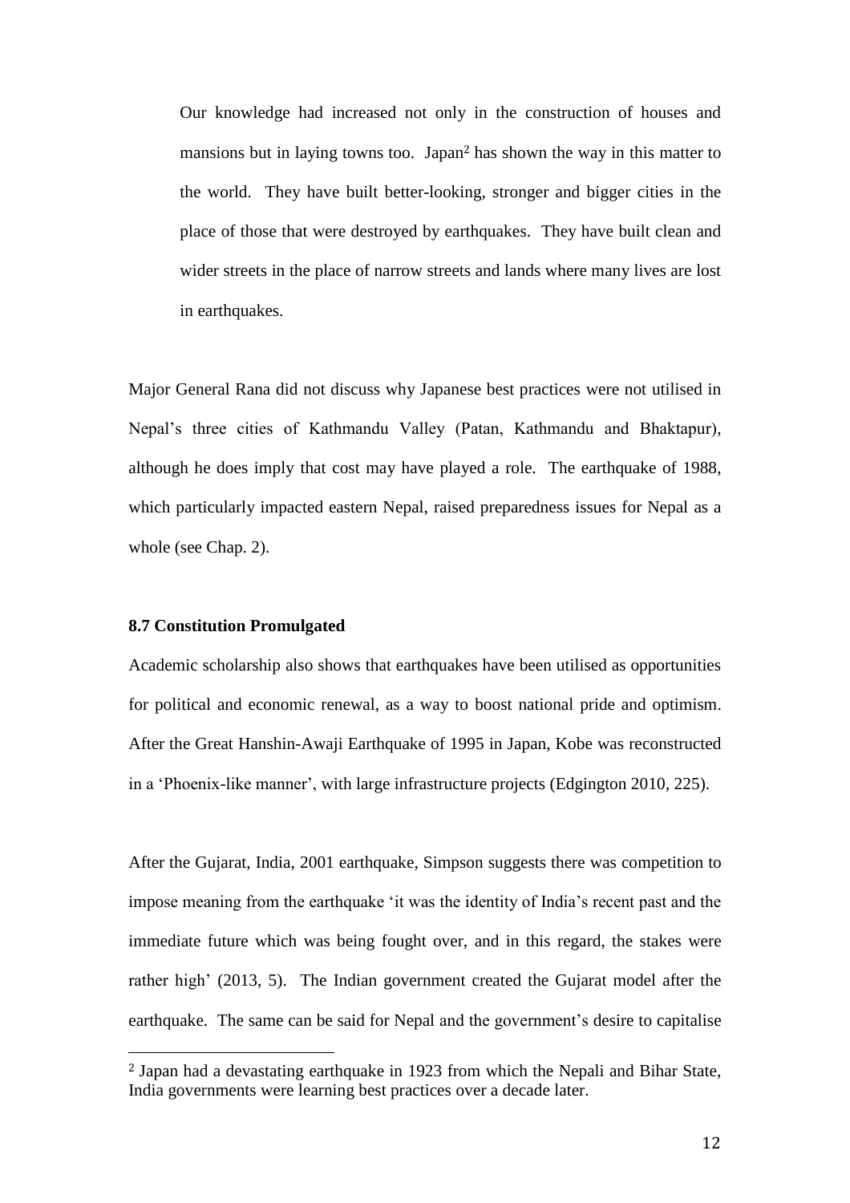> Our knowledge had increased not only in the construction of houses and mansions but in laying towns too. Japan[2] has shown the way in this matter to the world. They have built better-looking, stronger and bigger cities in the place of those that were destroyed by earthquakes. They have built clean and wider streets in the place of narrow streets and lands where many lives are lost in earthquakes.

Major General Rana did not discuss why Japanese best practices were not utilised in Nepal's three cities of Kathmandu Valley (Patan, Kathmandu and Bhaktapur), although he does imply that cost may have played a role. The earthquake of 1988, which particularly impacted eastern Nepal, raised preparedness issues for Nepal as a whole (see Chap. 2).

### 8.7 Constitution Promulgated

Academic scholarship also shows that earthquakes have been utilised as opportunities for political and economic renewal, as a way to boost national pride and optimism. After the Great Hanshin-Awaji Earthquake of 1995 in Japan, Kobe was reconstructed in a 'Phoenix-like manner', with large infrastructure projects (Edgington 2010, 225).

After the Gujarat, India, 2001 earthquake, Simpson suggests there was competition to impose meaning from the earthquake 'it was the identity of India's recent past and the immediate future which was being fought over, and in this regard, the stakes were rather high' (2013, 5). The Indian government created the Gujarat model after the earthquake. The same can be said for Nepal and the government's desire to capitalise

[2] Japan had a devastating earthquake in 1923 from which the Nepali and Bihar State, India governments were learning best practices over a decade later.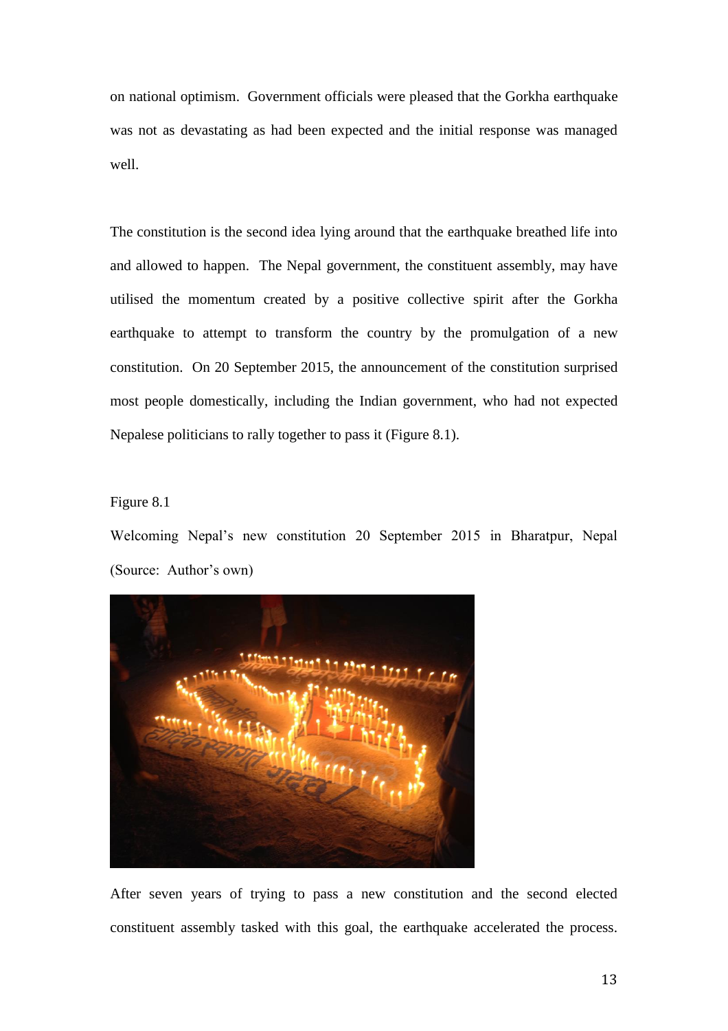on national optimism. Government officials were pleased that the Gorkha earthquake was not as devastating as had been expected and the initial response was managed well.

The constitution is the second idea lying around that the earthquake breathed life into and allowed to happen. The Nepal government, the constituent assembly, may have utilised the momentum created by a positive collective spirit after the Gorkha earthquake to attempt to transform the country by the promulgation of a new constitution. On 20 September 2015, the announcement of the constitution surprised most people domestically, including the Indian government, who had not expected Nepalese politicians to rally together to pass it (Figure 8.1).

Figure 8.1

Welcoming Nepal's new constitution 20 September 2015 in Bharatpur, Nepal (Source: Author's own)

After seven years of trying to pass a new constitution and the second elected constituent assembly tasked with this goal, the earthquake accelerated the process.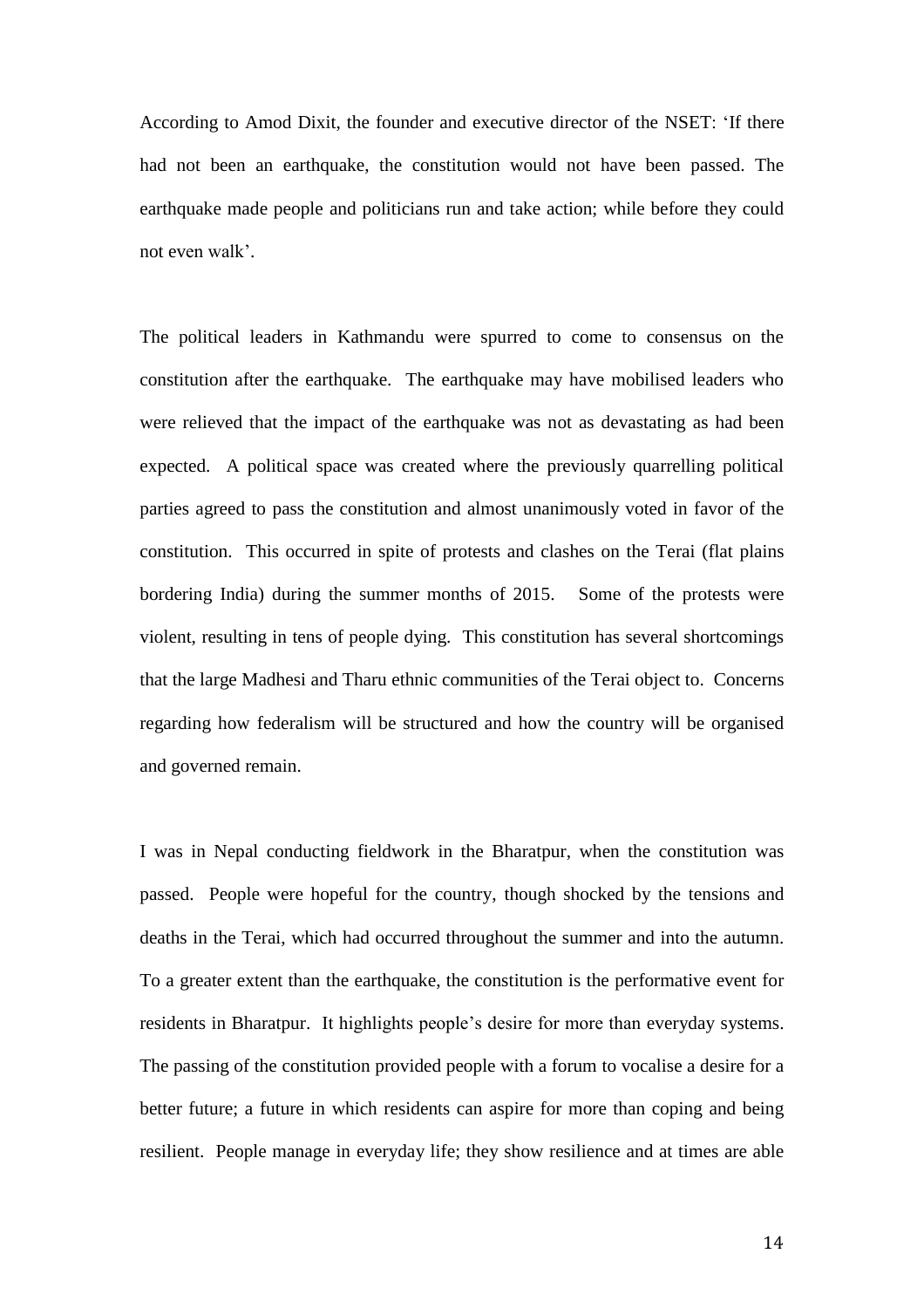According to Amod Dixit, the founder and executive director of the NSET: 'If there had not been an earthquake, the constitution would not have been passed. The earthquake made people and politicians run and take action; while before they could not even walk'.

The political leaders in Kathmandu were spurred to come to consensus on the constitution after the earthquake. The earthquake may have mobilised leaders who were relieved that the impact of the earthquake was not as devastating as had been expected. A political space was created where the previously quarrelling political parties agreed to pass the constitution and almost unanimously voted in favor of the constitution. This occurred in spite of protests and clashes on the Terai (flat plains bordering India) during the summer months of 2015. Some of the protests were violent, resulting in tens of people dying. This constitution has several shortcomings that the large Madhesi and Tharu ethnic communities of the Terai object to. Concerns regarding how federalism will be structured and how the country will be organised and governed remain.

I was in Nepal conducting fieldwork in the Bharatpur, when the constitution was passed. People were hopeful for the country, though shocked by the tensions and deaths in the Terai, which had occurred throughout the summer and into the autumn. To a greater extent than the earthquake, the constitution is the performative event for residents in Bharatpur. It highlights people's desire for more than everyday systems. The passing of the constitution provided people with a forum to vocalise a desire for a better future; a future in which residents can aspire for more than coping and being resilient. People manage in everyday life; they show resilience and at times are able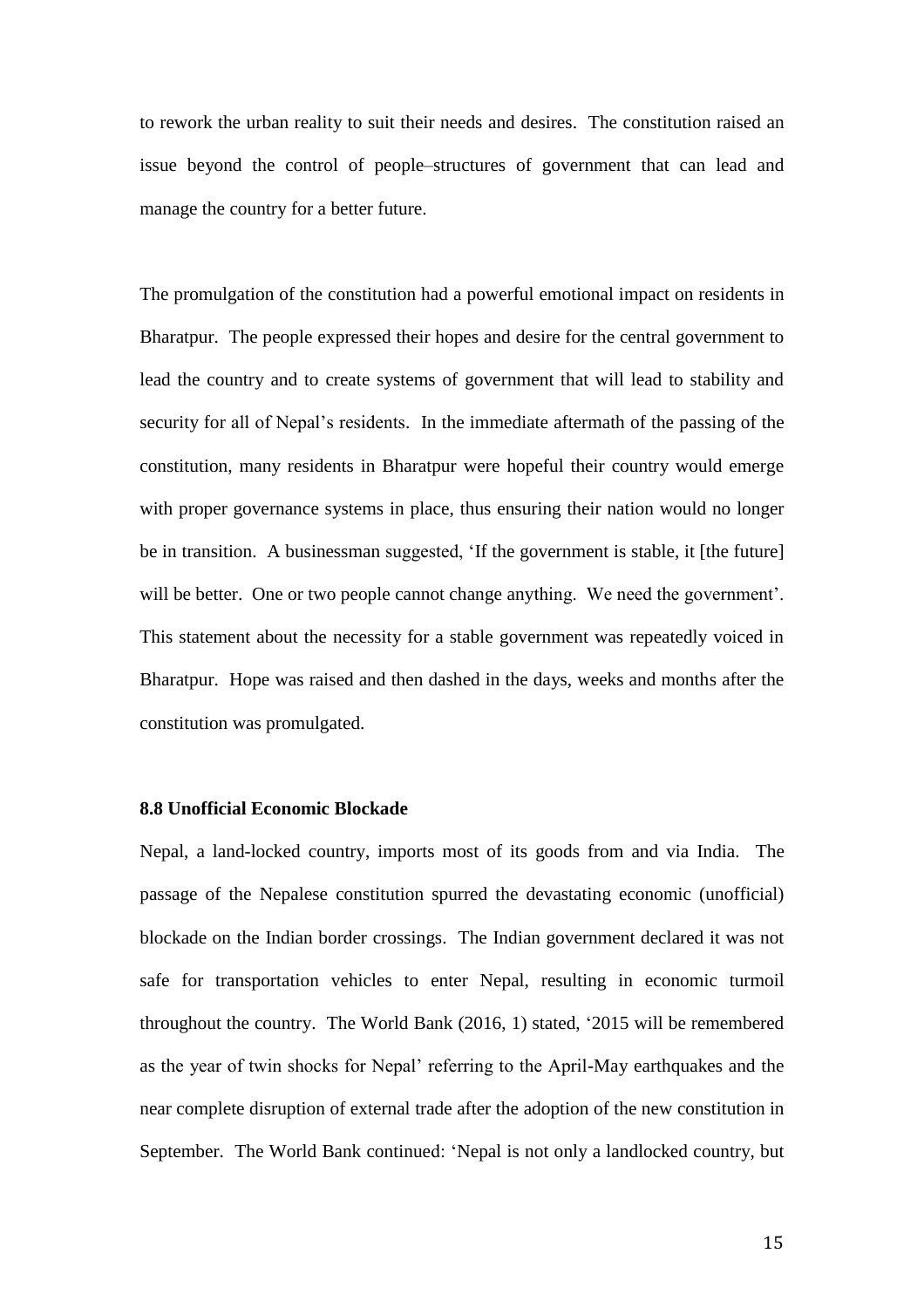to rework the urban reality to suit their needs and desires. The constitution raised an issue beyond the control of people–structures of government that can lead and manage the country for a better future.

The promulgation of the constitution had a powerful emotional impact on residents in Bharatpur. The people expressed their hopes and desire for the central government to lead the country and to create systems of government that will lead to stability and security for all of Nepal's residents. In the immediate aftermath of the passing of the constitution, many residents in Bharatpur were hopeful their country would emerge with proper governance systems in place, thus ensuring their nation would no longer be in transition. A businessman suggested, 'If the government is stable, it [the future] will be better. One or two people cannot change anything. We need the government'. This statement about the necessity for a stable government was repeatedly voiced in Bharatpur. Hope was raised and then dashed in the days, weeks and months after the constitution was promulgated.

### 8.8 Unofficial Economic Blockade

Nepal, a land-locked country, imports most of its goods from and via India. The passage of the Nepalese constitution spurred the devastating economic (unofficial) blockade on the Indian border crossings. The Indian government declared it was not safe for transportation vehicles to enter Nepal, resulting in economic turmoil throughout the country. The World Bank (2016, 1) stated, '2015 will be remembered as the year of twin shocks for Nepal' referring to the April-May earthquakes and the near complete disruption of external trade after the adoption of the new constitution in September. The World Bank continued: 'Nepal is not only a landlocked country, but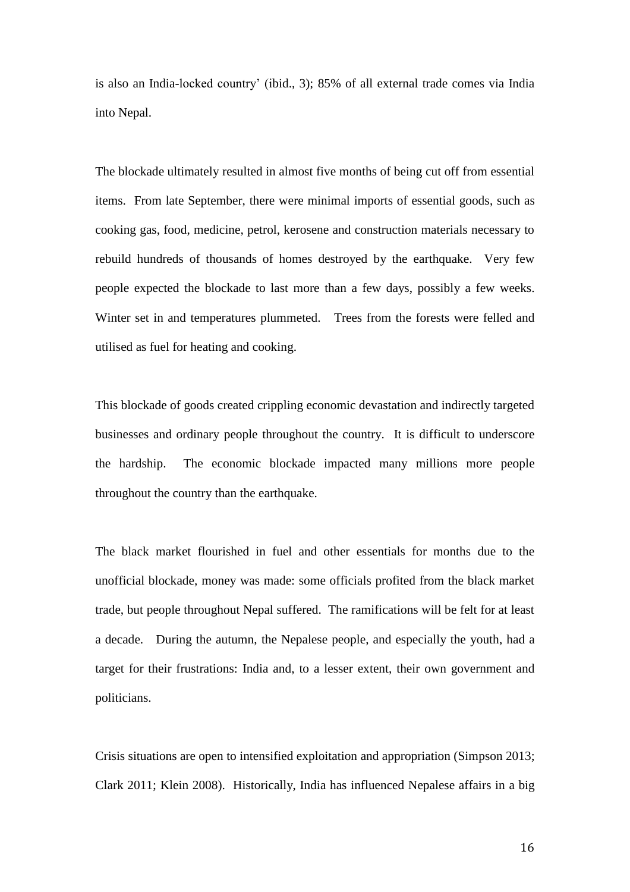is also an India-locked country' (ibid., 3); 85% of all external trade comes via India into Nepal.

The blockade ultimately resulted in almost five months of being cut off from essential items. From late September, there were minimal imports of essential goods, such as cooking gas, food, medicine, petrol, kerosene and construction materials necessary to rebuild hundreds of thousands of homes destroyed by the earthquake. Very few people expected the blockade to last more than a few days, possibly a few weeks. Winter set in and temperatures plummeted. Trees from the forests were felled and utilised as fuel for heating and cooking.

This blockade of goods created crippling economic devastation and indirectly targeted businesses and ordinary people throughout the country. It is difficult to underscore the hardship. The economic blockade impacted many millions more people throughout the country than the earthquake.

The black market flourished in fuel and other essentials for months due to the unofficial blockade, money was made: some officials profited from the black market trade, but people throughout Nepal suffered. The ramifications will be felt for at least a decade. During the autumn, the Nepalese people, and especially the youth, had a target for their frustrations: India and, to a lesser extent, their own government and politicians.

Crisis situations are open to intensified exploitation and appropriation (Simpson 2013; Clark 2011; Klein 2008). Historically, India has influenced Nepalese affairs in a big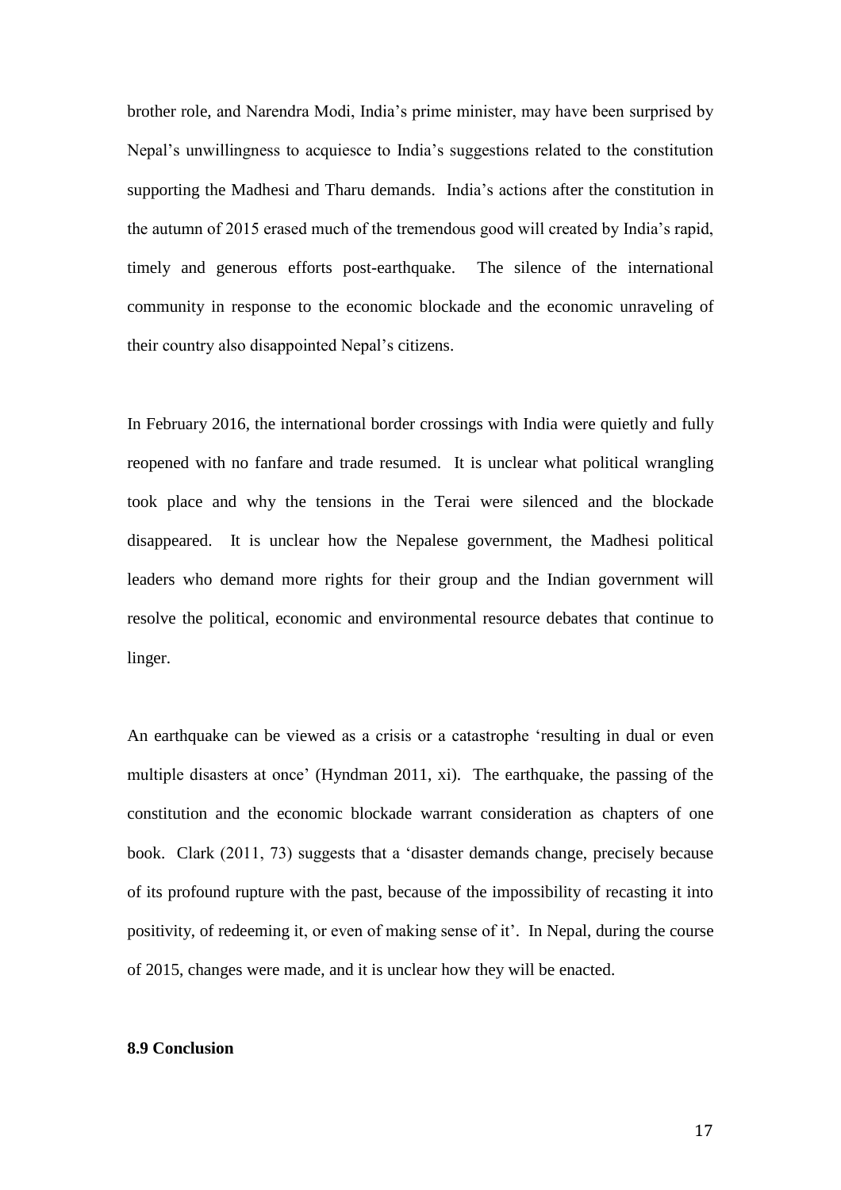brother role, and Narendra Modi, India's prime minister, may have been surprised by Nepal's unwillingness to acquiesce to India's suggestions related to the constitution supporting the Madhesi and Tharu demands. India's actions after the constitution in the autumn of 2015 erased much of the tremendous good will created by India's rapid, timely and generous efforts post-earthquake. The silence of the international community in response to the economic blockade and the economic unraveling of their country also disappointed Nepal's citizens.

In February 2016, the international border crossings with India were quietly and fully reopened with no fanfare and trade resumed. It is unclear what political wrangling took place and why the tensions in the Terai were silenced and the blockade disappeared. It is unclear how the Nepalese government, the Madhesi political leaders who demand more rights for their group and the Indian government will resolve the political, economic and environmental resource debates that continue to linger.

An earthquake can be viewed as a crisis or a catastrophe 'resulting in dual or even multiple disasters at once' (Hyndman 2011, xi). The earthquake, the passing of the constitution and the economic blockade warrant consideration as chapters of one book. Clark (2011, 73) suggests that a 'disaster demands change, precisely because of its profound rupture with the past, because of the impossibility of recasting it into positivity, of redeeming it, or even of making sense of it'. In Nepal, during the course of 2015, changes were made, and it is unclear how they will be enacted.

### 8.9 Conclusion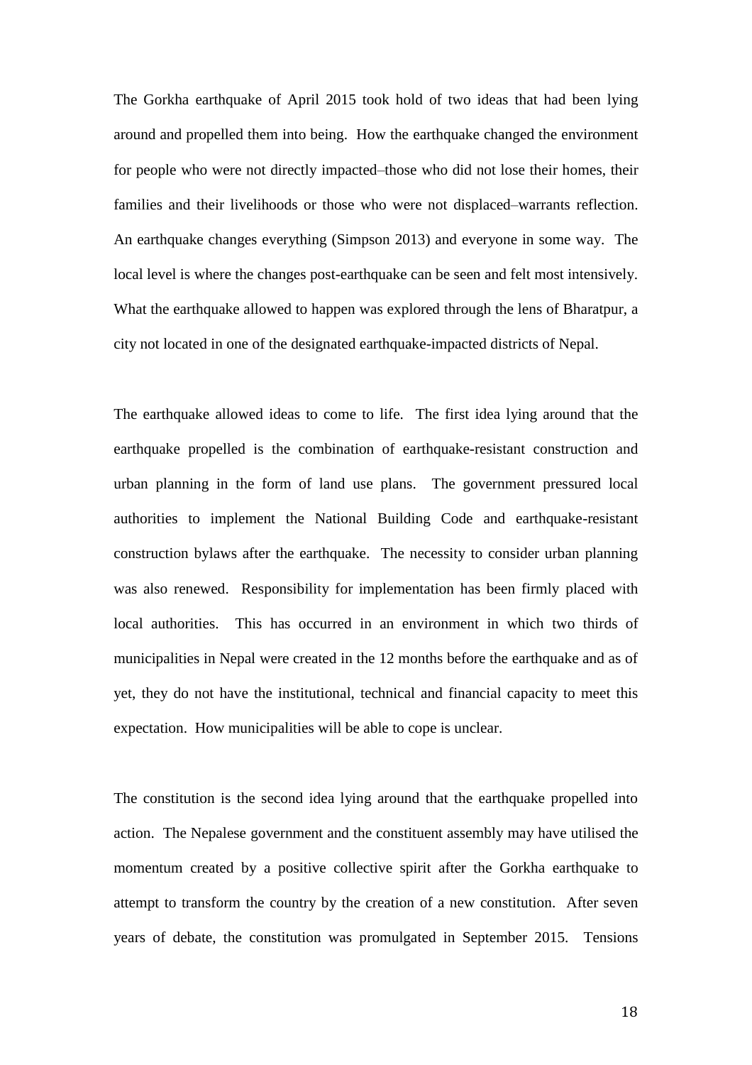The Gorkha earthquake of April 2015 took hold of two ideas that had been lying around and propelled them into being. How the earthquake changed the environment for people who were not directly impacted–those who did not lose their homes, their families and their livelihoods or those who were not displaced–warrants reflection. An earthquake changes everything (Simpson 2013) and everyone in some way. The local level is where the changes post-earthquake can be seen and felt most intensively. What the earthquake allowed to happen was explored through the lens of Bharatpur, a city not located in one of the designated earthquake-impacted districts of Nepal.

The earthquake allowed ideas to come to life. The first idea lying around that the earthquake propelled is the combination of earthquake-resistant construction and urban planning in the form of land use plans. The government pressured local authorities to implement the National Building Code and earthquake-resistant construction bylaws after the earthquake. The necessity to consider urban planning was also renewed. Responsibility for implementation has been firmly placed with local authorities. This has occurred in an environment in which two thirds of municipalities in Nepal were created in the 12 months before the earthquake and as of yet, they do not have the institutional, technical and financial capacity to meet this expectation. How municipalities will be able to cope is unclear.

The constitution is the second idea lying around that the earthquake propelled into action. The Nepalese government and the constituent assembly may have utilised the momentum created by a positive collective spirit after the Gorkha earthquake to attempt to transform the country by the creation of a new constitution. After seven years of debate, the constitution was promulgated in September 2015. Tensions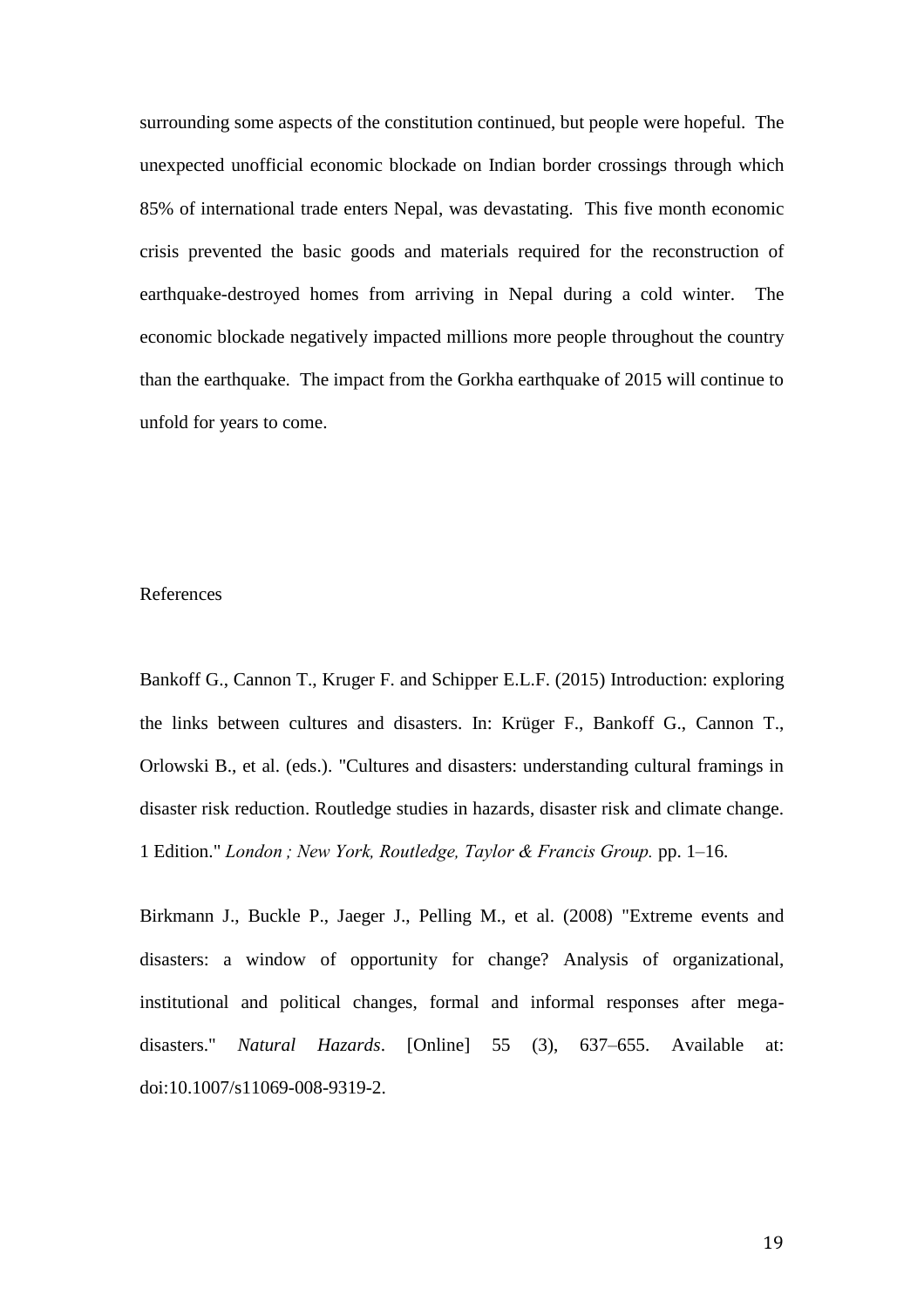surrounding some aspects of the constitution continued, but people were hopeful. The unexpected unofficial economic blockade on Indian border crossings through which 85% of international trade enters Nepal, was devastating. This five month economic crisis prevented the basic goods and materials required for the reconstruction of earthquake-destroyed homes from arriving in Nepal during a cold winter. The economic blockade negatively impacted millions more people throughout the country than the earthquake. The impact from the Gorkha earthquake of 2015 will continue to unfold for years to come.

## References

Bankoff G., Cannon T., Kruger F. and Schipper E.L.F. (2015) Introduction: exploring the links between cultures and disasters. In: Krüger F., Bankoff G., Cannon T., Orlowski B., et al. (eds.). "Cultures and disasters: understanding cultural framings in disaster risk reduction. Routledge studies in hazards, disaster risk and climate change. 1 Edition." *London ; New York, Routledge, Taylor & Francis Group.* pp. 1–16.

Birkmann J., Buckle P., Jaeger J., Pelling M., et al. (2008) "Extreme events and disasters: a window of opportunity for change? Analysis of organizational, institutional and political changes, formal and informal responses after mega-disasters." *Natural Hazards*. [Online] 55 (3), 637–655. Available at: doi:10.1007/s11069-008-9319-2.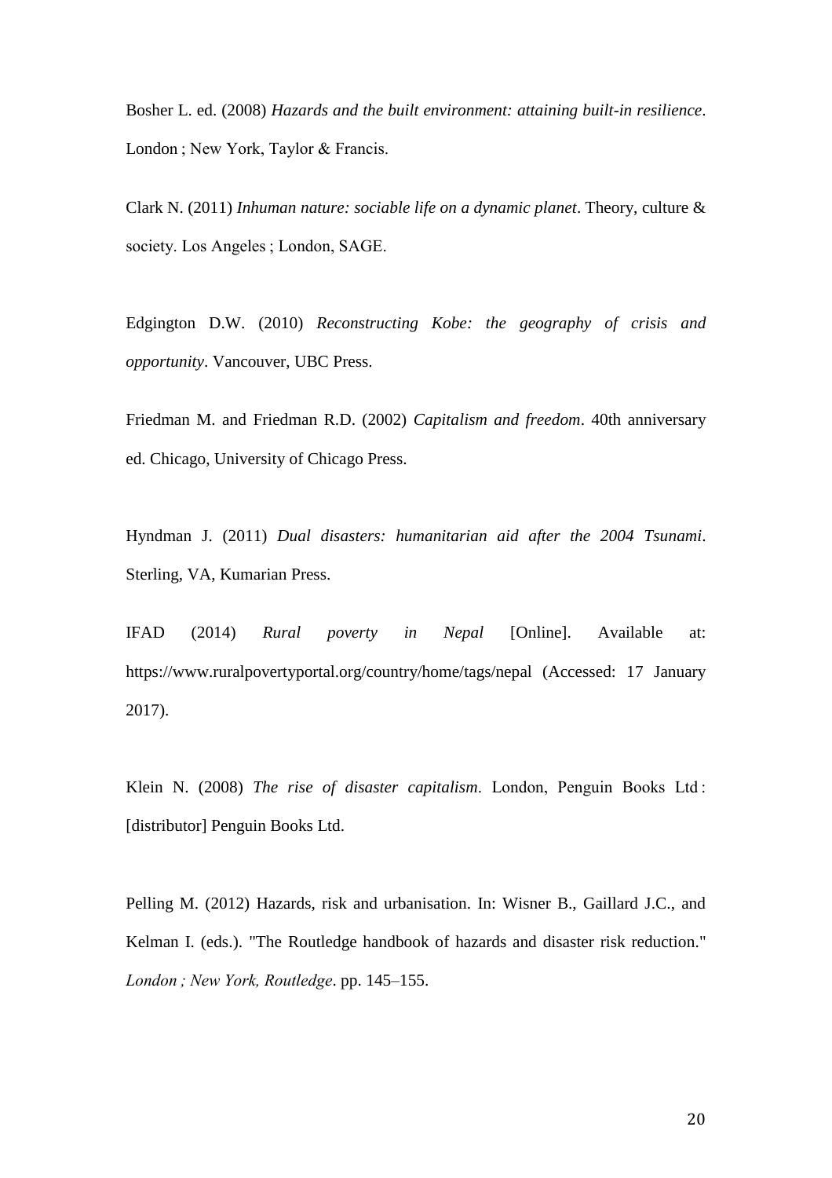Bosher L. ed. (2008) *Hazards and the built environment: attaining built-in resilience*. London ; New York, Taylor & Francis.

Clark N. (2011) *Inhuman nature: sociable life on a dynamic planet*. Theory, culture & society. Los Angeles ; London, SAGE.

Edgington D.W. (2010) *Reconstructing Kobe: the geography of crisis and opportunity*. Vancouver, UBC Press.

Friedman M. and Friedman R.D. (2002) *Capitalism and freedom*. 40th anniversary ed. Chicago, University of Chicago Press.

Hyndman J. (2011) *Dual disasters: humanitarian aid after the 2004 Tsunami*. Sterling, VA, Kumarian Press.

IFAD (2014) *Rural poverty in Nepal* [Online]. Available at: https://www.ruralpovertyportal.org/country/home/tags/nepal (Accessed: 17 January 2017).

Klein N. (2008) *The rise of disaster capitalism*. London, Penguin Books Ltd : [distributor] Penguin Books Ltd.

Pelling M. (2012) Hazards, risk and urbanisation. In: Wisner B., Gaillard J.C., and Kelman I. (eds.). "The Routledge handbook of hazards and disaster risk reduction." *London ; New York, Routledge*. pp. 145–155.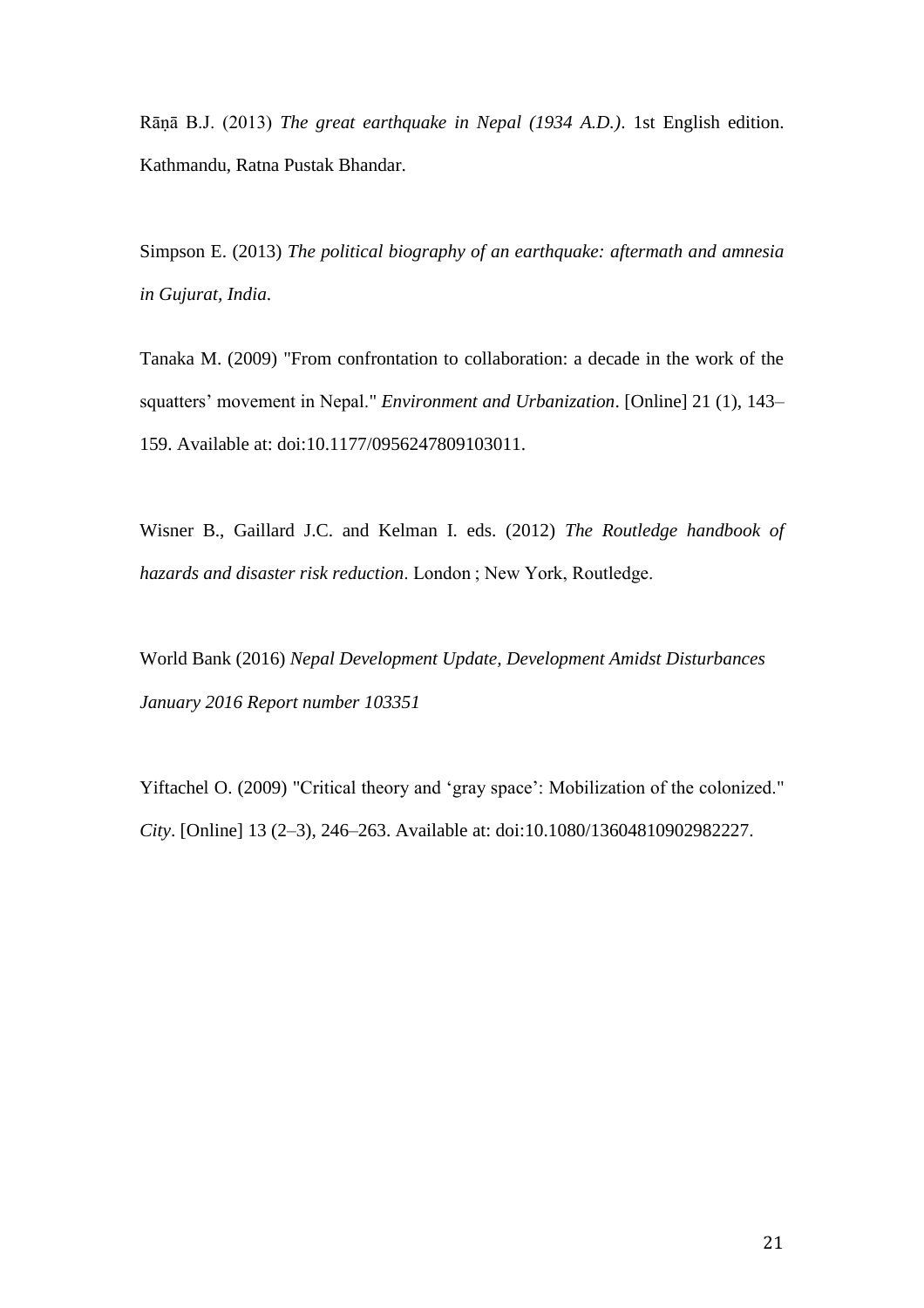Rāṇā B.J. (2013) *The great earthquake in Nepal (1934 A.D.)*. 1st English edition. Kathmandu, Ratna Pustak Bhandar.

Simpson E. (2013) *The political biography of an earthquake: aftermath and amnesia in Gujurat, India.*

Tanaka M. (2009) "From confrontation to collaboration: a decade in the work of the squatters' movement in Nepal." *Environment and Urbanization*. [Online] 21 (1), 143–159. Available at: doi:10.1177/0956247809103011.

Wisner B., Gaillard J.C. and Kelman I. eds. (2012) *The Routledge handbook of hazards and disaster risk reduction*. London ; New York, Routledge.

World Bank (2016) *Nepal Development Update, Development Amidst Disturbances January 2016 Report number 103351*

Yiftachel O. (2009) "Critical theory and 'gray space': Mobilization of the colonized." *City*. [Online] 13 (2–3), 246–263. Available at: doi:10.1080/13604810902982227.